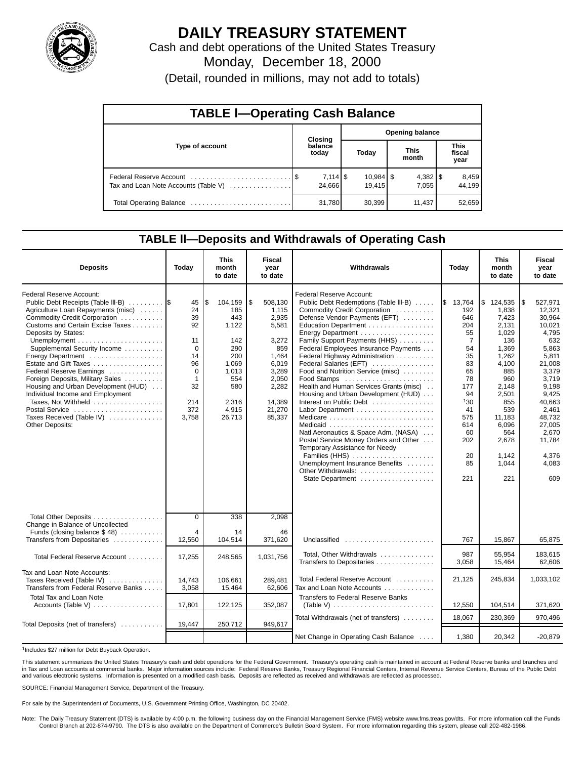# DAILY TREASURY STATEMENT

Cash and debt operations of the United States Treasury

Monday, December 18, 2000

(Detail, rounded in millions, may not add to totals)

## TABLE I—Operating Cash Balance

| Type of account | Closing balance today | Opening balance Today | Opening balance This month | Opening balance This fiscal year |
|---|---|---|---|---|
| Federal Reserve Account | $ 7,114 | $ 10,984 | $ 4,382 | $ 8,459 |
| Tax and Loan Note Accounts (Table V) | 24,666 | 19,415 | 7,055 | 44,199 |
| Total Operating Balance | 31,780 | 30,399 | 11,437 | 52,659 |

## TABLE II—Deposits and Withdrawals of Operating Cash

| Deposits | Today | This month to date | Fiscal year to date |
|---|---|---|---|
| Federal Reserve Account: | | | |
| Public Debt Receipts (Table III-B) | $ 45 | $ 104,159 | $ 508,130 |
| Agriculture Loan Repayments (misc) | 24 | 185 | 1,115 |
| Commodity Credit Corporation | 39 | 443 | 2,935 |
| Customs and Certain Excise Taxes | 92 | 1,122 | 5,581 |
| Deposits by States: | | | |
| Unemployment | 11 | 142 | 3,272 |
| Supplemental Security Income | 0 | 290 | 859 |
| Energy Department | 14 | 200 | 1,464 |
| Estate and Gift Taxes | 96 | 1,069 | 6,019 |
| Federal Reserve Earnings | 0 | 1,013 | 3,289 |
| Foreign Deposits, Military Sales | 1 | 554 | 2,050 |
| Housing and Urban Development (HUD) | 32 | 580 | 2,282 |
| Individual Income and Employment Taxes, Not Withheld | 214 | 2,316 | 14,389 |
| Postal Service | 372 | 4,915 | 21,270 |
| Taxes Received (Table IV) | 3,758 | 26,713 | 85,337 |
| Other Deposits: | | | |
| Total Other Deposits | 0 | 338 | 2,098 |
| Change in Balance of Uncollected Funds (closing balance $ 48) | 4 | 14 | 46 |
| Transfers from Depositaries | 12,550 | 104,514 | 371,620 |
| Total Federal Reserve Account | 17,255 | 248,565 | 1,031,756 |
| Tax and Loan Note Accounts: | | | |
| Taxes Received (Table IV) | 14,743 | 106,661 | 289,481 |
| Transfers from Federal Reserve Banks | 3,058 | 15,464 | 62,606 |
| Total Tax and Loan Note Accounts (Table V) | 17,801 | 122,125 | 352,087 |
| Total Deposits (net of transfers) | 19,447 | 250,712 | 949,617 |

| Withdrawals | Today | This month to date | Fiscal year to date |
|---|---|---|---|
| Federal Reserve Account: | | | |
| Public Debt Redemptions (Table III-B) | $ 13,764 | $ 124,535 | $ 527,971 |
| Commodity Credit Corporation | 192 | 1,838 | 12,321 |
| Defense Vendor Payments (EFT) | 646 | 7,423 | 30,964 |
| Education Department | 204 | 2,131 | 10,021 |
| Energy Department | 55 | 1,029 | 4,795 |
| Family Support Payments (HHS) | 7 | 136 | 632 |
| Federal Employees Insurance Payments | 54 | 1,369 | 5,863 |
| Federal Highway Administration | 35 | 1,262 | 5,811 |
| Federal Salaries (EFT) | 83 | 4,100 | 21,008 |
| Food and Nutrition Service (misc) | 65 | 885 | 3,379 |
| Food Stamps | 78 | 960 | 3,719 |
| Health and Human Services Grants (misc) | 177 | 2,148 | 9,198 |
| Housing and Urban Development (HUD) | 94 | 2,501 | 9,425 |
| Interest on Public Debt | [1]30 | 855 | 40,663 |
| Labor Department | 41 | 539 | 2,461 |
| Medicare | 575 | 11,183 | 48,732 |
| Medicaid | 614 | 6,096 | 27,005 |
| Natl Aeronautics & Space Adm. (NASA) | 60 | 564 | 2,670 |
| Postal Service Money Orders and Other | 202 | 2,678 | 11,784 |
| Temporary Assistance for Needy Families (HHS) | 20 | 1,142 | 4,376 |
| Unemployment Insurance Benefits | 85 | 1,044 | 4,083 |
| Other Withdrawals: | | | |
| State Department | 221 | 221 | 609 |
| Unclassified | 767 | 15,867 | 65,875 |
| Total, Other Withdrawals | 987 | 55,954 | 183,615 |
| Transfers to Depositaries | 3,058 | 15,464 | 62,606 |
| Total Federal Reserve Account | 21,125 | 245,834 | 1,033,102 |
| Tax and Loan Note Accounts | | | |
| Transfers to Federal Reserve Banks (Table V) | 12,550 | 104,514 | 371,620 |
| Total Withdrawals (net of transfers) | 18,067 | 230,369 | 970,496 |
| Net Change in Operating Cash Balance | 1,380 | 20,342 | -20,879 |

[1]Includes $27 million for Debt Buyback Operation.

This statement summarizes the United States Treasury's cash and debt operations for the Federal Government. Treasury's operating cash is maintained in account at Federal Reserve banks and branches and in Tax and Loan accounts at commercial banks. Major information sources include: Federal Reserve Banks, Treasury Regional Financial Centers, Internal Revenue Service Centers, Bureau of the Public Debt and various electronic systems. Information is presented on a modified cash basis. Deposits are reflected as received and withdrawals are reflected as processed.

SOURCE: Financial Management Service, Department of the Treasury.

For sale by the Superintendent of Documents, U.S. Government Printing Office, Washington, DC 20402.

Note: The Daily Treasury Statement (DTS) is available by 4:00 p.m. the following business day on the Financial Management Service (FMS) website www.fms.treas.gov/dts. For more information call the Funds Control Branch at 202-874-9790. The DTS is also available on the Department of Commerce's Bulletin Board System. For more information regarding this system, please call 202-482-1986.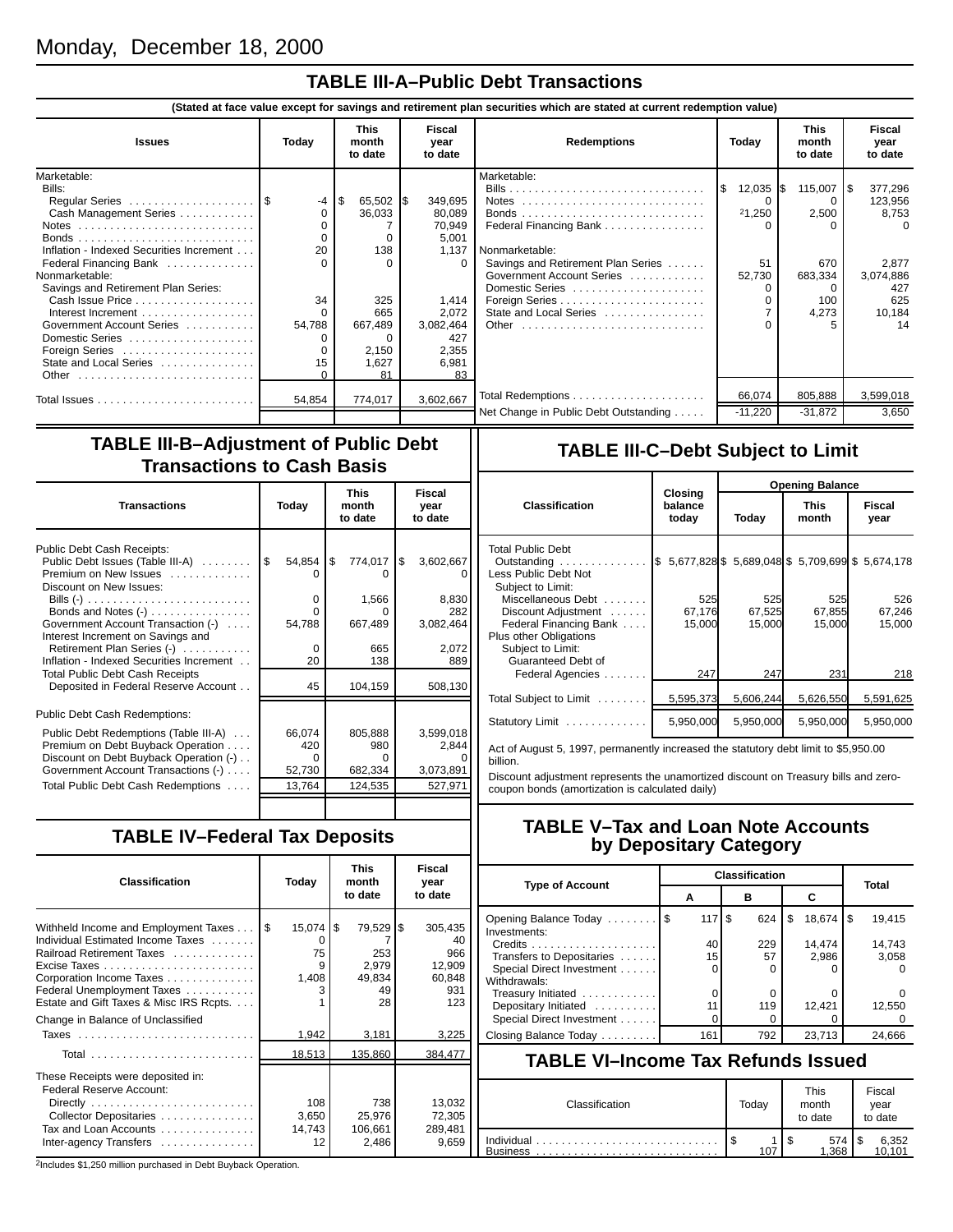Monday, December 18, 2000

## TABLE III-A–Public Debt Transactions

(Stated at face value except for savings and retirement plan securities which are stated at current redemption value)

| Issues | Today | This month to date | Fiscal year to date |
|---|---|---|---|
| Marketable: | | | |
| Bills: | | | |
| Regular Series | $ -4 | $ 65,502 | $ 349,695 |
| Cash Management Series | 0 | 36,033 | 80,089 |
| Notes | 0 | 7 | 70,949 |
| Bonds | 0 | 0 | 5,001 |
| Inflation - Indexed Securities Increment | 20 | 138 | 1,137 |
| Federal Financing Bank | 0 | 0 | 0 |
| Nonmarketable: | | | |
| Savings and Retirement Plan Series: | | | |
| Cash Issue Price | 34 | 325 | 1,414 |
| Interest Increment | 0 | 665 | 2,072 |
| Government Account Series | 54,788 | 667,489 | 3,082,464 |
| Domestic Series | 0 | 0 | 427 |
| Foreign Series | 0 | 2,150 | 2,355 |
| State and Local Series | 15 | 1,627 | 6,981 |
| Other | 0 | 81 | 83 |
| Total Issues | 54,854 | 774,017 | 3,602,667 |

| Redemptions | Today | This month to date | Fiscal year to date |
|---|---|---|---|
| Marketable: | | | |
| Bills | $ 12,035 | $ 115,007 | $ 377,296 |
| Notes | 0 | 0 | 123,956 |
| Bonds | [2]1,250 | 2,500 | 8,753 |
| Federal Financing Bank | 0 | 0 | 0 |
| Nonmarketable: | | | |
| Savings and Retirement Plan Series | 51 | 670 | 2,877 |
| Government Account Series | 52,730 | 683,334 | 3,074,886 |
| Domestic Series | 0 | 0 | 427 |
| Foreign Series | 0 | 100 | 625 |
| State and Local Series | 7 | 4,273 | 10,184 |
| Other | 0 | 5 | 14 |
| Total Redemptions | 66,074 | 805,888 | 3,599,018 |
| Net Change in Public Debt Outstanding | -11,220 | -31,872 | 3,650 |

## TABLE III-B–Adjustment of Public Debt Transactions to Cash Basis

| Transactions | Today | This month to date | Fiscal year to date |
|---|---|---|---|
| Public Debt Cash Receipts: | | | |
| Public Debt Issues (Table III-A) | $ 54,854 | $ 774,017 | $ 3,602,667 |
| Premium on New Issues | 0 | 0 | 0 |
| Discount on New Issues: | | | |
| Bills (-) | 0 | 1,566 | 8,830 |
| Bonds and Notes (-) | 0 | 0 | 282 |
| Government Account Transaction (-) | 54,788 | 667,489 | 3,082,464 |
| Interest Increment on Savings and Retirement Plan Series (-) | 0 | 665 | 2,072 |
| Inflation - Indexed Securities Increment | 20 | 138 | 889 |
| Total Public Debt Cash Receipts Deposited in Federal Reserve Account | 45 | 104,159 | 508,130 |
| Public Debt Cash Redemptions: | | | |
| Public Debt Redemptions (Table III-A) | 66,074 | 805,888 | 3,599,018 |
| Premium on Debt Buyback Operation | 420 | 980 | 2,844 |
| Discount on Debt Buyback Operation (-) | 0 | 0 | 0 |
| Government Account Transactions (-) | 52,730 | 682,334 | 3,073,891 |
| Total Public Debt Cash Redemptions | 13,764 | 124,535 | 527,971 |

## TABLE III-C–Debt Subject to Limit

| Classification | Closing balance today | Opening Balance | | |
|---|---|---|---|---|
| | | Today | This month | Fiscal year |
| Total Public Debt Outstanding | $ 5,677,828 | $ 5,689,048 | $ 5,709,699 | $ 5,674,178 |
| Less Public Debt Not Subject to Limit: | | | | |
| Miscellaneous Debt | 525 | 525 | 525 | 526 |
| Discount Adjustment | 67,176 | 67,525 | 67,855 | 67,246 |
| Federal Financing Bank | 15,000 | 15,000 | 15,000 | 15,000 |
| Plus other Obligations Subject to Limit: | | | | |
| Guaranteed Debt of Federal Agencies | 247 | 247 | 231 | 218 |
| Total Subject to Limit | 5,595,373 | 5,606,244 | 5,626,550 | 5,591,625 |
| Statutory Limit | 5,950,000 | 5,950,000 | 5,950,000 | 5,950,000 |

Act of August 5, 1997, permanently increased the statutory debt limit to $5,950.00 billion.

Discount adjustment represents the unamortized discount on Treasury bills and zero-coupon bonds (amortization is calculated daily)

## TABLE IV–Federal Tax Deposits

| Classification | Today | This month to date | Fiscal year to date |
|---|---|---|---|
| Withheld Income and Employment Taxes | $ 15,074 | $ 79,529 | $ 305,435 |
| Individual Estimated Income Taxes | 0 | 7 | 40 |
| Railroad Retirement Taxes | 75 | 253 | 966 |
| Excise Taxes | 9 | 2,979 | 12,909 |
| Corporation Income Taxes | 1,408 | 49,834 | 60,848 |
| Federal Unemployment Taxes | 3 | 49 | 931 |
| Estate and Gift Taxes & Misc IRS Rcpts. | 1 | 28 | 123 |
| Change in Balance of Unclassified Taxes | 1,942 | 3,181 | 3,225 |
| Total | 18,513 | 135,860 | 384,477 |
| These Receipts were deposited in: | | | |
| Federal Reserve Account: | | | |
| Directly | 108 | 738 | 13,032 |
| Collector Depositaries | 3,650 | 25,976 | 72,305 |
| Tax and Loan Accounts | 14,743 | 106,661 | 289,481 |
| Inter-agency Transfers | 12 | 2,486 | 9,659 |

## TABLE V–Tax and Loan Note Accounts by Depositary Category

| Type of Account | Classification | | | Total |
|---|---|---|---|---|
| | A | B | C | |
| Opening Balance Today | $ 117 | $ 624 | $ 18,674 | $ 19,415 |
| Investments: | | | | |
| Credits | 40 | 229 | 14,474 | 14,743 |
| Transfers to Depositaries | 15 | 57 | 2,986 | 3,058 |
| Special Direct Investment | 0 | 0 | 0 | 0 |
| Withdrawals: | | | | |
| Treasury Initiated | 0 | 0 | 0 | 0 |
| Depositary Initiated | 11 | 119 | 12,421 | 12,550 |
| Special Direct Investment | 0 | 0 | 0 | 0 |
| Closing Balance Today | 161 | 792 | 23,713 | 24,666 |

## TABLE VI–Income Tax Refunds Issued

| Classification | Today | This month to date | Fiscal year to date |
|---|---|---|---|
| Individual | $ 1 | $ 574 | $ 6,352 |
| Business | 107 | 1,368 | 10,101 |

[2]Includes $1,250 million purchased in Debt Buyback Operation.